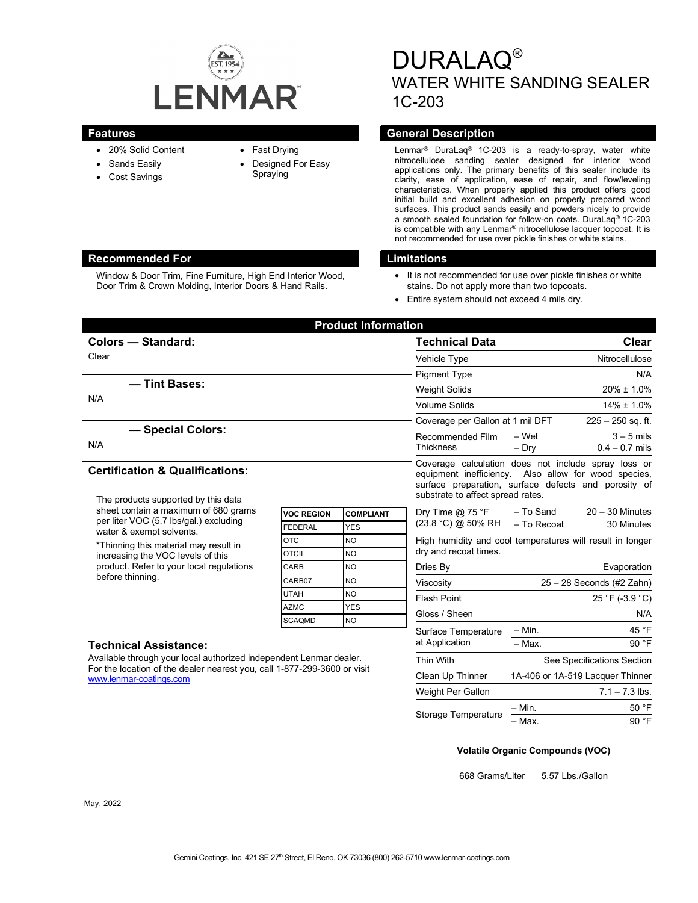LENMAR

# DURALAQ®

## WATER WHITE SANDING SEALER

## 1C-203

## Features

- 20% Solid Content
- Sands Easily
- Cost Savings
- Fast Drying
- Designed For Easy Spraying

## General Description

Lenmar® DuraLaq® 1C-203 is a ready-to-spray, water white nitrocellulose sanding sealer designed for interior wood applications only. The primary benefits of this sealer include its clarity, ease of application, ease of repair, and flow/leveling characteristics. When properly applied this product offers good initial build and excellent adhesion on properly prepared wood surfaces. This product sands easily and powders nicely to provide a smooth sealed foundation for follow-on coats. DuraLaq® 1C-203 is compatible with any Lenmar® nitrocellulose lacquer topcoat. It is not recommended for use over pickle finishes or white stains.

## Recommended For

Window & Door Trim, Fine Furniture, High End Interior Wood, Door Trim & Crown Molding, Interior Doors & Hand Rails.

## Limitations

- It is not recommended for use over pickle finishes or white stains. Do not apply more than two topcoats.
- Entire system should not exceed 4 mils dry.

## Product Information

### Colors — Standard:

Clear

### — Tint Bases:

N/A

### — Special Colors:

N/A

### Certification & Qualifications:

The products supported by this data sheet contain a maximum of 680 grams per liter VOC (5.7 lbs/gal.) excluding water & exempt solvents.

*Thinning this material may result in increasing the VOC levels of this product. Refer to your local regulations before thinning.

| VOC REGION | COMPLIANT |
|---|---|
| FEDERAL | YES |
| OTC | NO |
| OTCII | NO |
| CARB | NO |
| CARB07 | NO |
| UTAH | NO |
| AZMC | YES |
| SCAQMD | NO |

### Technical Assistance:

Available through your local authorized independent Lenmar dealer. For the location of the dealer nearest you, call 1-877-299-3600 or visit www.lenmar-coatings.com

| Technical Data | | Clear |
|---|---|---|
| Vehicle Type | | Nitrocellulose |
| Pigment Type | | N/A |
| Weight Solids | | 20% ± 1.0% |
| Volume Solids | | 14% ± 1.0% |
| Coverage per Gallon at 1 mil DFT | | 225 – 250 sq. ft. |
| Recommended Film Thickness | – Wet | 3 – 5 mils |
| | – Dry | 0.4 – 0.7 mils |
| Coverage calculation does not include spray loss or equipment inefficiency. Also allow for wood species, surface preparation, surface defects and porosity of substrate to affect spread rates. | | |
| Dry Time @ 75 °F (23.8 °C) @ 50% RH | – To Sand | 20 – 30 Minutes |
| | – To Recoat | 30 Minutes |
| High humidity and cool temperatures will result in longer dry and recoat times. | | |
| Dries By | | Evaporation |
| Viscosity | | 25 – 28 Seconds (#2 Zahn) |
| Flash Point | | 25 °F (-3.9 °C) |
| Gloss / Sheen | | N/A |
| Surface Temperature at Application | – Min. | 45 °F |
| | – Max. | 90 °F |
| Thin With | | See Specifications Section |
| Clean Up Thinner | | 1A-406 or 1A-519 Lacquer Thinner |
| Weight Per Gallon | | 7.1 – 7.3 lbs. |
| Storage Temperature | – Min. | 50 °F |
| | – Max. | 90 °F |

**Volatile Organic Compounds (VOC)**

668 Grams/Liter 5.57 Lbs./Gallon

May, 2022

Gemini Coatings, Inc. 421 SE 27th Street, El Reno, OK 73036 (800) 262-5710 www.lenmar-coatings.com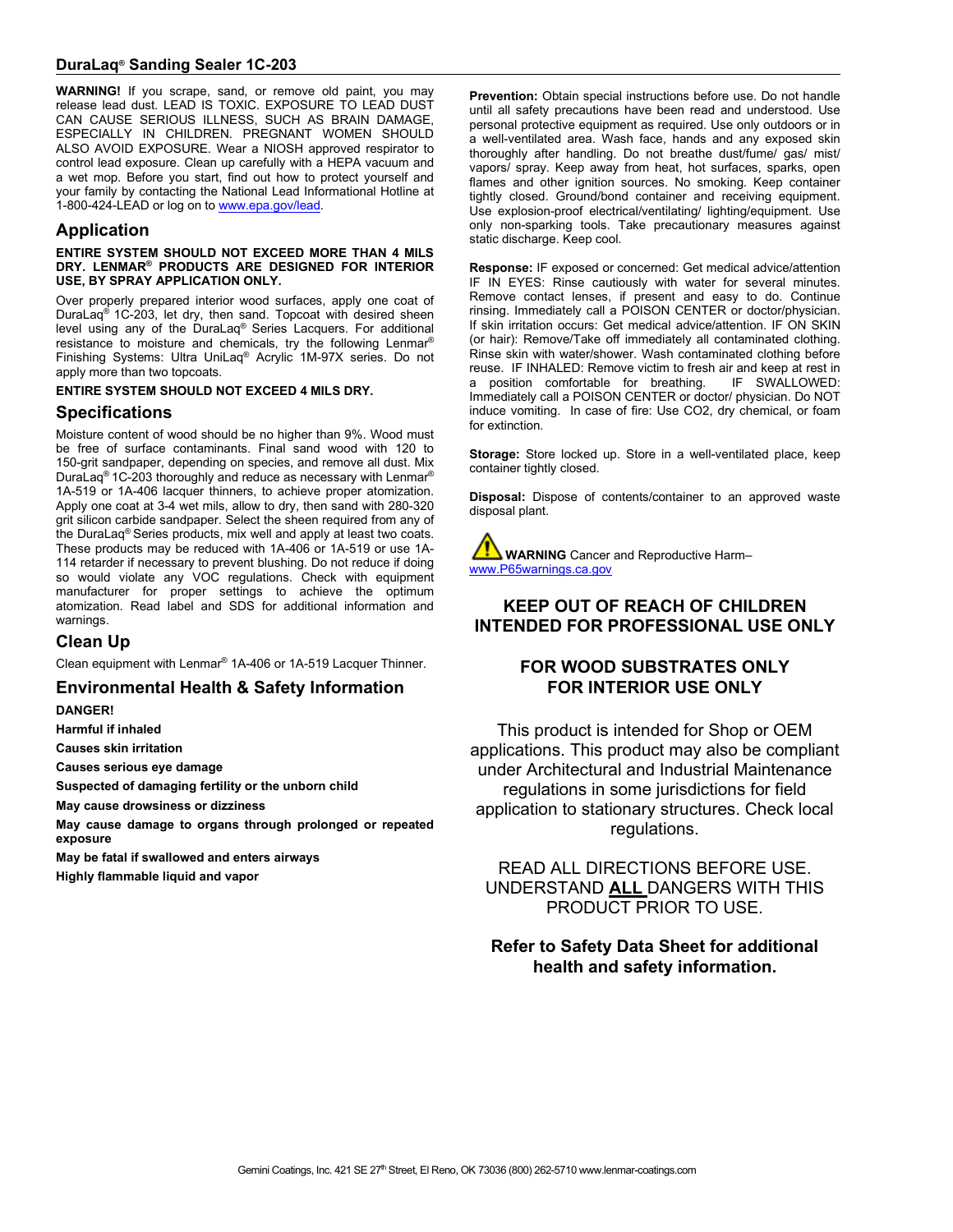**WARNING!** If you scrape, sand, or remove old paint, you may release lead dust. LEAD IS TOXIC. EXPOSURE TO LEAD DUST CAN CAUSE SERIOUS ILLNESS, SUCH AS BRAIN DAMAGE, ESPECIALLY IN CHILDREN. PREGNANT WOMEN SHOULD ALSO AVOID EXPOSURE. Wear a NIOSH approved respirator to control lead exposure. Clean up carefully with a HEPA vacuum and a wet mop. Before you start, find out how to protect yourself and your family by contacting the National Lead Informational Hotline at 1-800-424-LEAD or log on to www.epa.gov/lead.

## Application

**ENTIRE SYSTEM SHOULD NOT EXCEED MORE THAN 4 MILS DRY. LENMAR® PRODUCTS ARE DESIGNED FOR INTERIOR USE, BY SPRAY APPLICATION ONLY.**

Over properly prepared interior wood surfaces, apply one coat of DuraLaq® 1C-203, let dry, then sand. Topcoat with desired sheen level using any of the DuraLaq® Series Lacquers. For additional resistance to moisture and chemicals, try the following Lenmar® Finishing Systems: Ultra UniLaq® Acrylic 1M-97X series. Do not apply more than two topcoats.

**ENTIRE SYSTEM SHOULD NOT EXCEED 4 MILS DRY.**

## Specifications

Moisture content of wood should be no higher than 9%. Wood must be free of surface contaminants. Final sand wood with 120 to 150-grit sandpaper, depending on species, and remove all dust. Mix DuraLaq® 1C-203 thoroughly and reduce as necessary with Lenmar® 1A-519 or 1A-406 lacquer thinners, to achieve proper atomization. Apply one coat at 3-4 wet mils, allow to dry, then sand with 280-320 grit silicon carbide sandpaper. Select the sheen required from any of the DuraLaq® Series products, mix well and apply at least two coats. These products may be reduced with 1A-406 or 1A-519 or use 1A-114 retarder if necessary to prevent blushing. Do not reduce if doing so would violate any VOC regulations. Check with equipment manufacturer for proper settings to achieve the optimum atomization. Read label and SDS for additional information and warnings.

## Clean Up

Clean equipment with Lenmar® 1A-406 or 1A-519 Lacquer Thinner.

## Environmental Health & Safety Information

**DANGER!**

**Harmful if inhaled**

**Causes skin irritation**

**Causes serious eye damage**

**Suspected of damaging fertility or the unborn child**

**May cause drowsiness or dizziness**

**May cause damage to organs through prolonged or repeated exposure**

**May be fatal if swallowed and enters airways**

**Highly flammable liquid and vapor**

**Prevention:** Obtain special instructions before use. Do not handle until all safety precautions have been read and understood. Use personal protective equipment as required. Use only outdoors or in a well-ventilated area. Wash face, hands and any exposed skin thoroughly after handling. Do not breathe dust/fume/ gas/ mist/ vapors/ spray. Keep away from heat, hot surfaces, sparks, open flames and other ignition sources. No smoking. Keep container tightly closed. Ground/bond container and receiving equipment. Use explosion-proof electrical/ventilating/ lighting/equipment. Use only non-sparking tools. Take precautionary measures against static discharge. Keep cool.

**Response:** IF exposed or concerned: Get medical advice/attention IF IN EYES: Rinse cautiously with water for several minutes. Remove contact lenses, if present and easy to do. Continue rinsing. Immediately call a POISON CENTER or doctor/physician. If skin irritation occurs: Get medical advice/attention. IF ON SKIN (or hair): Remove/Take off immediately all contaminated clothing. Rinse skin with water/shower. Wash contaminated clothing before reuse. IF INHALED: Remove victim to fresh air and keep at rest in a position comfortable for breathing. IF SWALLOWED: Immediately call a POISON CENTER or doctor/ physician. Do NOT induce vomiting. In case of fire: Use CO2, dry chemical, or foam for extinction.

**Storage:** Store locked up. Store in a well-ventilated place, keep container tightly closed.

**Disposal:** Dispose of contents/container to an approved waste disposal plant.

**WARNING** Cancer and Reproductive Harm– www.P65warnings.ca.gov

**KEEP OUT OF REACH OF CHILDREN**
**INTENDED FOR PROFESSIONAL USE ONLY**

**FOR WOOD SUBSTRATES ONLY**
**FOR INTERIOR USE ONLY**

This product is intended for Shop or OEM applications. This product may also be compliant under Architectural and Industrial Maintenance regulations in some jurisdictions for field application to stationary structures. Check local regulations.

READ ALL DIRECTIONS BEFORE USE. UNDERSTAND **ALL** DANGERS WITH THIS PRODUCT PRIOR TO USE.

**Refer to Safety Data Sheet for additional health and safety information.**